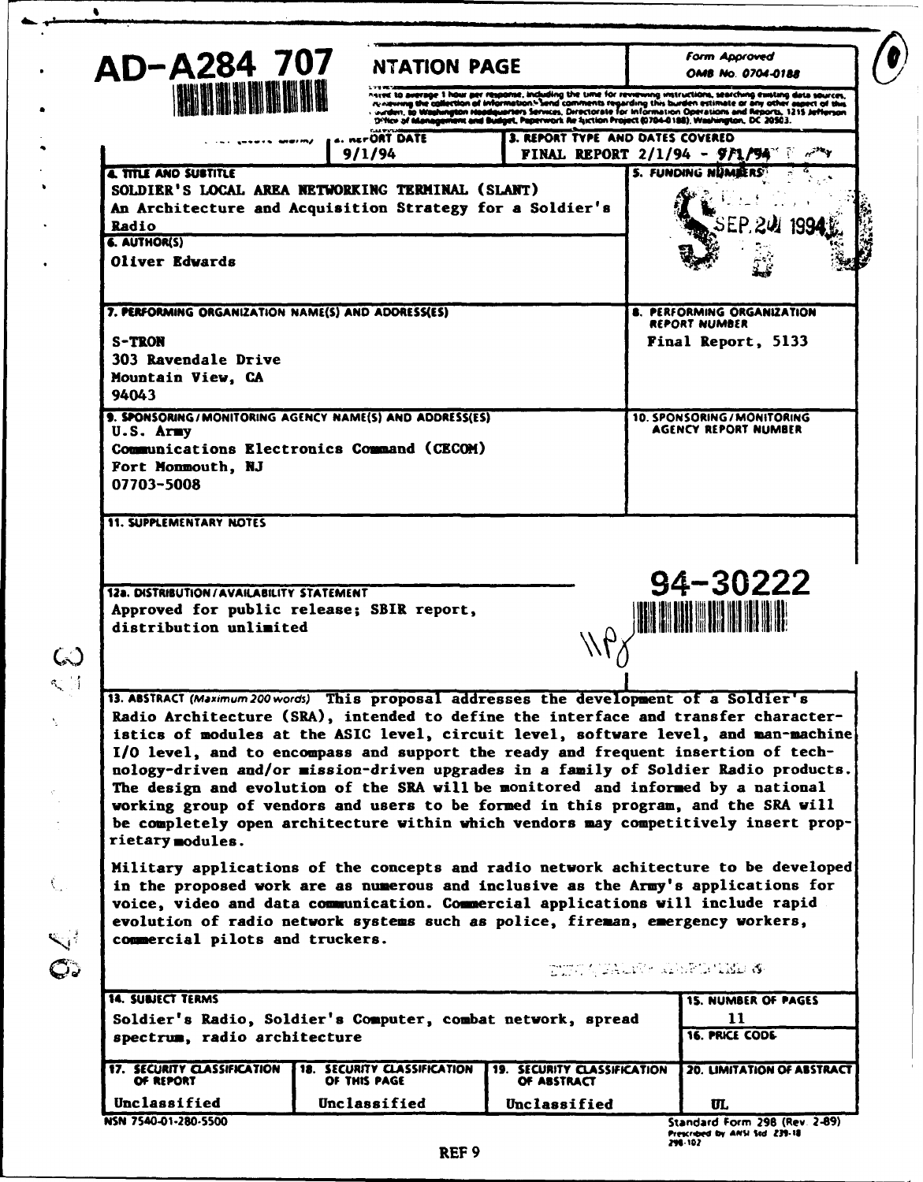# AD-A284 707

## REPORT DOCUMENTATION PAGE

Form Approved
OMB No. 0704-0188

...ated to average 1 hour per response, including the time for reviewing instructions, searching existing data sources, ...reviewing the collection of information. Send comments regarding this burden estimate or any other aspect of this ...burden, to Washington Headquarters Services, Directorate for Information Operations and Reports, 1215 Jefferson ...Office of Management and Budget, Paperwork Reduction Project (0704-0188), Washington, DC 20503.

| 1. AGENCY USE ONLY (Leave blank) | 2. REPORT DATE | 3. REPORT TYPE AND DATES COVERED |
|---|---|---|
| | 9/1/94 | FINAL REPORT 2/1/94 - 9/1/94 |

**4. TITLE AND SUBTITLE**
SOLDIER'S LOCAL AREA NETWORKING TERMINAL (SLANT)
An Architecture and Acquisition Strategy for a Soldier's Radio

**5. FUNDING NUMBERS**

SEP 20 1994

**6. AUTHOR(S)**
Oliver Edwards

**7. PERFORMING ORGANIZATION NAME(S) AND ADDRESS(ES)**
S-TRON
303 Ravendale Drive
Mountain View, CA
94043

**8. PERFORMING ORGANIZATION REPORT NUMBER**
Final Report, 5133

**9. SPONSORING/MONITORING AGENCY NAME(S) AND ADDRESS(ES)**
U.S. Army
Communications Electronics Command (CECOM)
Fort Monmouth, NJ
07703-5008

**10. SPONSORING/MONITORING AGENCY REPORT NUMBER**

**11. SUPPLEMENTARY NOTES**

**12a. DISTRIBUTION/AVAILABILITY STATEMENT**
Approved for public release; SBIR report, distribution unlimited

94-30222

**13. ABSTRACT** *(Maximum 200 words)* This proposal addresses the development of a Soldier's Radio Architecture (SRA), intended to define the interface and transfer characteristics of modules at the ASIC level, circuit level, software level, and man-machine I/O level, and to encompass and support the ready and frequent insertion of technology-driven and/or mission-driven upgrades in a family of Soldier Radio products. The design and evolution of the SRA will be monitored and informed by a national working group of vendors and users to be formed in this program, and the SRA will be completely open architecture within which vendors may competitively insert proprietary modules.

Military applications of the concepts and radio network achitecture to be developed in the proposed work are as numerous and inclusive as the Army's applications for voice, video and data communication. Commercial applications will include rapid evolution of radio network systems such as police, fireman, emergency workers, commercial pilots and truckers.

**14. SUBJECT TERMS**
Soldier's Radio, Soldier's Computer, combat network, spread spectrum, radio architecture

**15. NUMBER OF PAGES**
11

**16. PRICE CODE**

| 17. SECURITY CLASSIFICATION OF REPORT | 18. SECURITY CLASSIFICATION OF THIS PAGE | 19. SECURITY CLASSIFICATION OF ABSTRACT | 20. LIMITATION OF ABSTRACT |
|---|---|---|---|
| Unclassified | Unclassified | Unclassified | UL |

NSN 7540-01-280-5500

Standard Form 298 (Rev. 2-89)
Prescribed by ANSI Std Z39-18
298-102

REF 9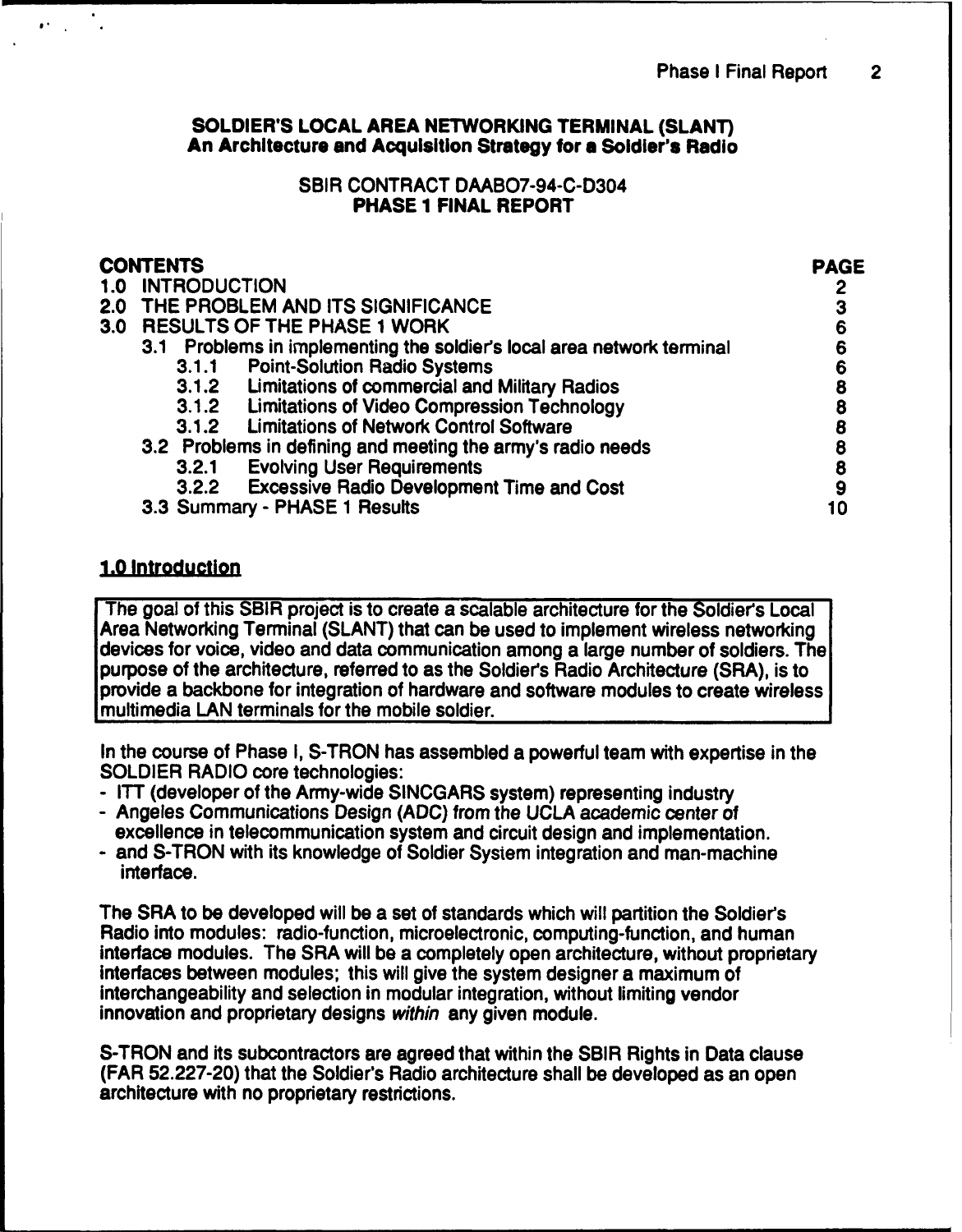**SOLDIER'S LOCAL AREA NETWORKING TERMINAL (SLANT)**
**An Architecture and Acquisition Strategy for a Soldier's Radio**

SBIR CONTRACT DAABO7-94-C-D304
**PHASE 1 FINAL REPORT**

| CONTENTS | PAGE |
|---|---|
| 1.0 INTRODUCTION | 2 |
| 2.0 THE PROBLEM AND ITS SIGNIFICANCE | 3 |
| 3.0 RESULTS OF THE PHASE 1 WORK | 6 |
| 3.1 Problems in implementing the soldier's local area network terminal | 6 |
| 3.1.1 Point-Solution Radio Systems | 6 |
| 3.1.2 Limitations of commercial and Military Radios | 8 |
| 3.1.2 Limitations of Video Compression Technology | 8 |
| 3.1.2 Limitations of Network Control Software | 8 |
| 3.2 Problems in defining and meeting the army's radio needs | 8 |
| 3.2.1 Evolving User Requirements | 8 |
| 3.2.2 Excessive Radio Development Time and Cost | 9 |
| 3.3 Summary - PHASE 1 Results | 10 |

## 1.0 Introduction

The goal of this SBIR project is to create a scalable architecture for the Soldier's Local Area Networking Terminal (SLANT) that can be used to implement wireless networking devices for voice, video and data communication among a large number of soldiers. The purpose of the architecture, referred to as the Soldier's Radio Architecture (SRA), is to provide a backbone for integration of hardware and software modules to create wireless multimedia LAN terminals for the mobile soldier.

In the course of Phase I, S-TRON has assembled a powerful team with expertise in the SOLDIER RADIO core technologies:

- ITT (developer of the Army-wide SINCGARS system) representing industry
- Angeles Communications Design (ADC) from the UCLA academic center of excellence in telecommunication system and circuit design and implementation.
- and S-TRON with its knowledge of Soldier System integration and man-machine interface.

The SRA to be developed will be a set of standards which will partition the Soldier's Radio into modules: radio-function, microelectronic, computing-function, and human interface modules. The SRA will be a completely open architecture, without proprietary interfaces between modules; this will give the system designer a maximum of interchangeability and selection in modular integration, without limiting vendor innovation and proprietary designs *within* any given module.

S-TRON and its subcontractors are agreed that within the SBIR Rights in Data clause (FAR 52.227-20) that the Soldier's Radio architecture shall be developed as an open architecture with no proprietary restrictions.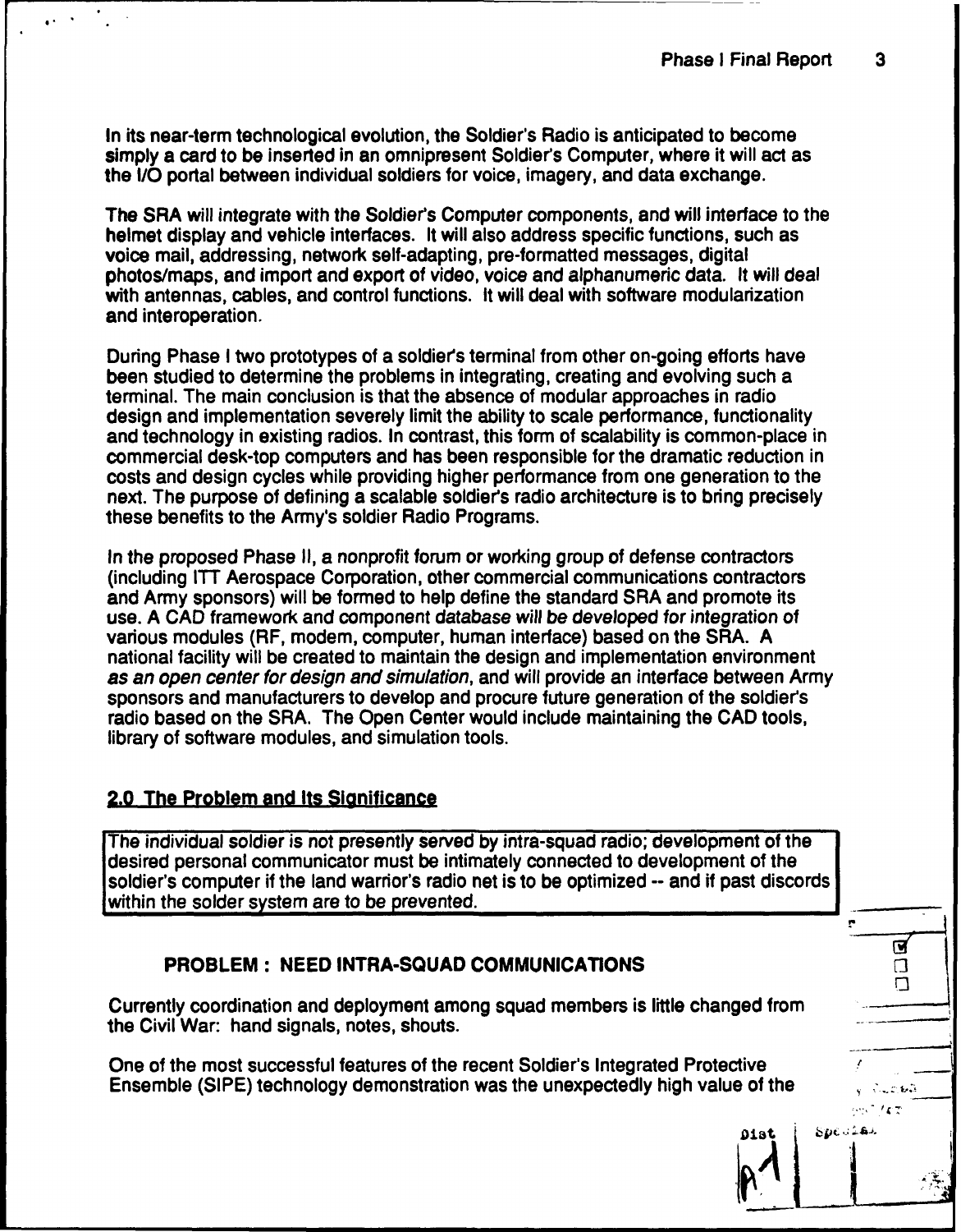In its near-term technological evolution, the Soldier's Radio is anticipated to become simply a card to be inserted in an omnipresent Soldier's Computer, where it will act as the I/O portal between individual soldiers for voice, imagery, and data exchange.

The SRA will integrate with the Soldier's Computer components, and will interface to the helmet display and vehicle interfaces. It will also address specific functions, such as voice mail, addressing, network self-adapting, pre-formatted messages, digital photos/maps, and import and export of video, voice and alphanumeric data. It will deal with antennas, cables, and control functions. It will deal with software modularization and interoperation.

During Phase I two prototypes of a soldier's terminal from other on-going efforts have been studied to determine the problems in integrating, creating and evolving such a terminal. The main conclusion is that the absence of modular approaches in radio design and implementation severely limit the ability to scale performance, functionality and technology in existing radios. In contrast, this form of scalability is common-place in commercial desk-top computers and has been responsible for the dramatic reduction in costs and design cycles while providing higher performance from one generation to the next. The purpose of defining a scalable soldier's radio architecture is to bring precisely these benefits to the Army's soldier Radio Programs.

In the proposed Phase II, a nonprofit forum or working group of defense contractors (including ITT Aerospace Corporation, other commercial communications contractors and Army sponsors) will be formed to help define the standard SRA and promote its use. A CAD framework and component *database will be developed for integration* of various modules (RF, modem, computer, human interface) based on the SRA. A national facility will be created to maintain the design and implementation environment *as an open center for design and simulation*, and will provide an interface between Army sponsors and manufacturers to develop and procure future generation of the soldier's radio based on the SRA. The Open Center would include maintaining the CAD tools, library of software modules, and simulation tools.

## 2.0 The Problem and Its Significance

The individual soldier is not presently served by intra-squad radio; development of the desired personal communicator must be intimately connected to development of the soldier's computer if the land warrior's radio net is to be optimized -- and if past discords within the solder system are to be prevented.

### PROBLEM : NEED INTRA-SQUAD COMMUNICATIONS

Currently coordination and deployment among squad members is little changed from the Civil War: hand signals, notes, shouts.

One of the most successful features of the recent Soldier's Integrated Protective Ensemble (SIPE) technology demonstration was the unexpectedly high value of the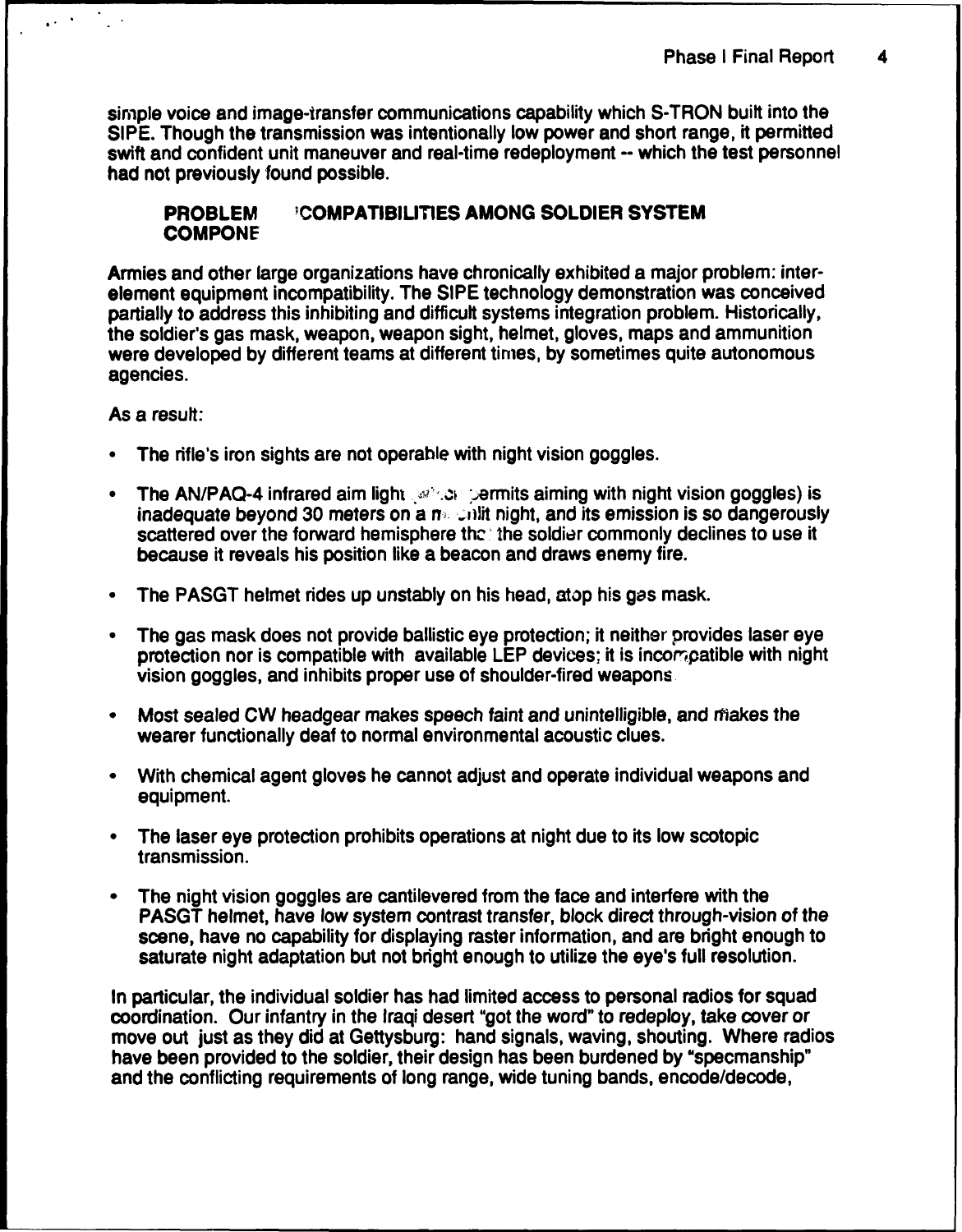simple voice and image-transfer communications capability which S-TRON built into the SIPE. Though the transmission was intentionally low power and short range, it permitted swift and confident unit maneuver and real-time redeployment -- which the test personnel had not previously found possible.

### PROBLEM 'COMPATIBILITIES AMONG SOLDIER SYSTEM COMPONE

Armies and other large organizations have chronically exhibited a major problem: inter-element equipment incompatibility. The SIPE technology demonstration was conceived partially to address this inhibiting and difficult systems integration problem. Historically, the soldier's gas mask, weapon, weapon sight, helmet, gloves, maps and ammunition were developed by different teams at different times, by sometimes quite autonomous agencies.

As a result:

- The rifle's iron sights are not operable with night vision goggles.
- The AN/PAQ-4 infrared aim light (which permits aiming with night vision goggles) is inadequate beyond 30 meters on a moonlit night, and its emission is so dangerously scattered over the forward hemisphere that the soldier commonly declines to use it because it reveals his position like a beacon and draws enemy fire.
- The PASGT helmet rides up unstably on his head, atop his gas mask.
- The gas mask does not provide ballistic eye protection; it neither provides laser eye protection nor is compatible with available LEP devices; it is incompatible with night vision goggles, and inhibits proper use of shoulder-fired weapons.
- Most sealed CW headgear makes speech faint and unintelligible, and makes the wearer functionally deaf to normal environmental acoustic clues.
- With chemical agent gloves he cannot adjust and operate individual weapons and equipment.
- The laser eye protection prohibits operations at night due to its low scotopic transmission.
- The night vision goggles are cantilevered from the face and interfere with the PASGT helmet, have low system contrast transfer, block direct through-vision of the scene, have no capability for displaying raster information, and are bright enough to saturate night adaptation but not bright enough to utilize the eye's full resolution.

In particular, the individual soldier has had limited access to personal radios for squad coordination. Our infantry in the Iraqi desert "got the word" to redeploy, take cover or move out just as they did at Gettysburg: hand signals, waving, shouting. Where radios have been provided to the soldier, their design has been burdened by "specmanship" and the conflicting requirements of long range, wide tuning bands, encode/decode,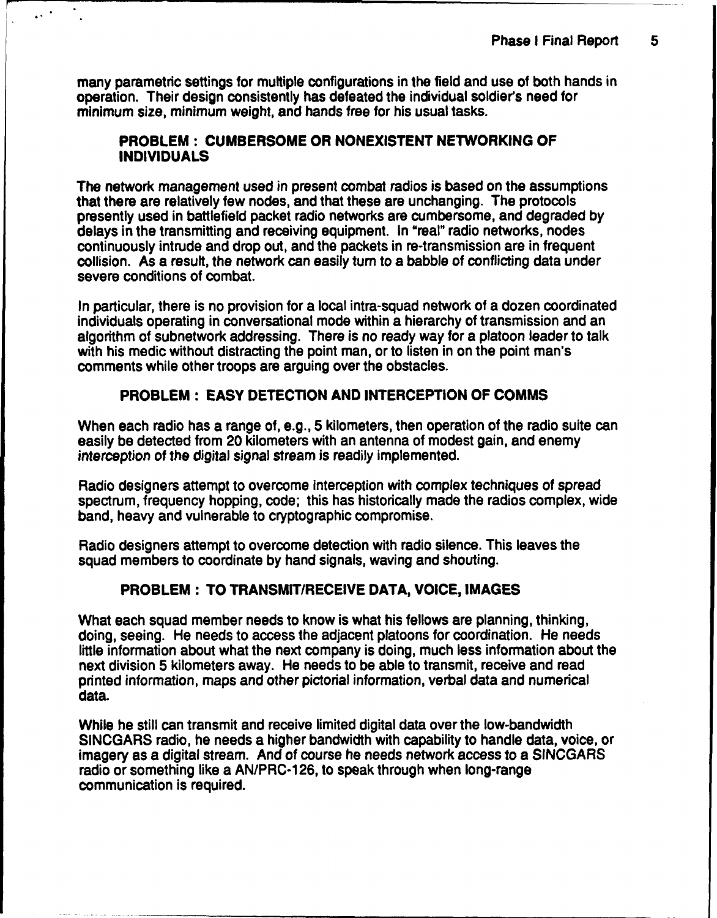many parametric settings for multiple configurations in the field and use of both hands in operation. Their design consistently has defeated the individual soldier's need for minimum size, minimum weight, and hands free for his usual tasks.

### PROBLEM : CUMBERSOME OR NONEXISTENT NETWORKING OF INDIVIDUALS

The network management used in present combat radios is based on the assumptions that there are relatively few nodes, and that these are unchanging. The protocols presently used in battlefield packet radio networks are cumbersome, and degraded by delays in the transmitting and receiving equipment. In "real" radio networks, nodes continuously intrude and drop out, and the packets in re-transmission are in frequent collision. As a result, the network can easily turn to a babble of conflicting data under severe conditions of combat.

In particular, there is no provision for a local intra-squad network of a dozen coordinated individuals operating in conversational mode within a hierarchy of transmission and an algorithm of subnetwork addressing. There is no ready way for a platoon leader to talk with his medic without distracting the point man, or to listen in on the point man's comments while other troops are arguing over the obstacles.

### PROBLEM : EASY DETECTION AND INTERCEPTION OF COMMS

When each radio has a range of, e.g., 5 kilometers, then operation of the radio suite can easily be detected from 20 kilometers with an antenna of modest gain, and enemy *interception* of the digital signal stream is readily implemented.

Radio designers attempt to overcome interception with complex techniques of spread spectrum, frequency hopping, code; this has historically made the radios complex, wide band, heavy and vulnerable to cryptographic compromise.

Radio designers attempt to overcome detection with radio silence. This leaves the squad members to coordinate by hand signals, waving and shouting.

### PROBLEM : TO TRANSMIT/RECEIVE DATA, VOICE, IMAGES

What each squad member needs to know is what his fellows are planning, thinking, doing, seeing. He needs to access the adjacent platoons for coordination. He needs little information about what the next company is doing, much less information about the next division 5 kilometers away. He needs to be able to transmit, receive and read printed information, maps and other pictorial information, verbal data and numerical data.

While he still can transmit and receive limited digital data over the low-bandwidth SINCGARS radio, he needs a higher bandwidth with capability to handle data, voice, or imagery as a digital stream. And of course he needs network access to a SINCGARS radio or something like a AN/PRC-126, to speak through when long-range communication is required.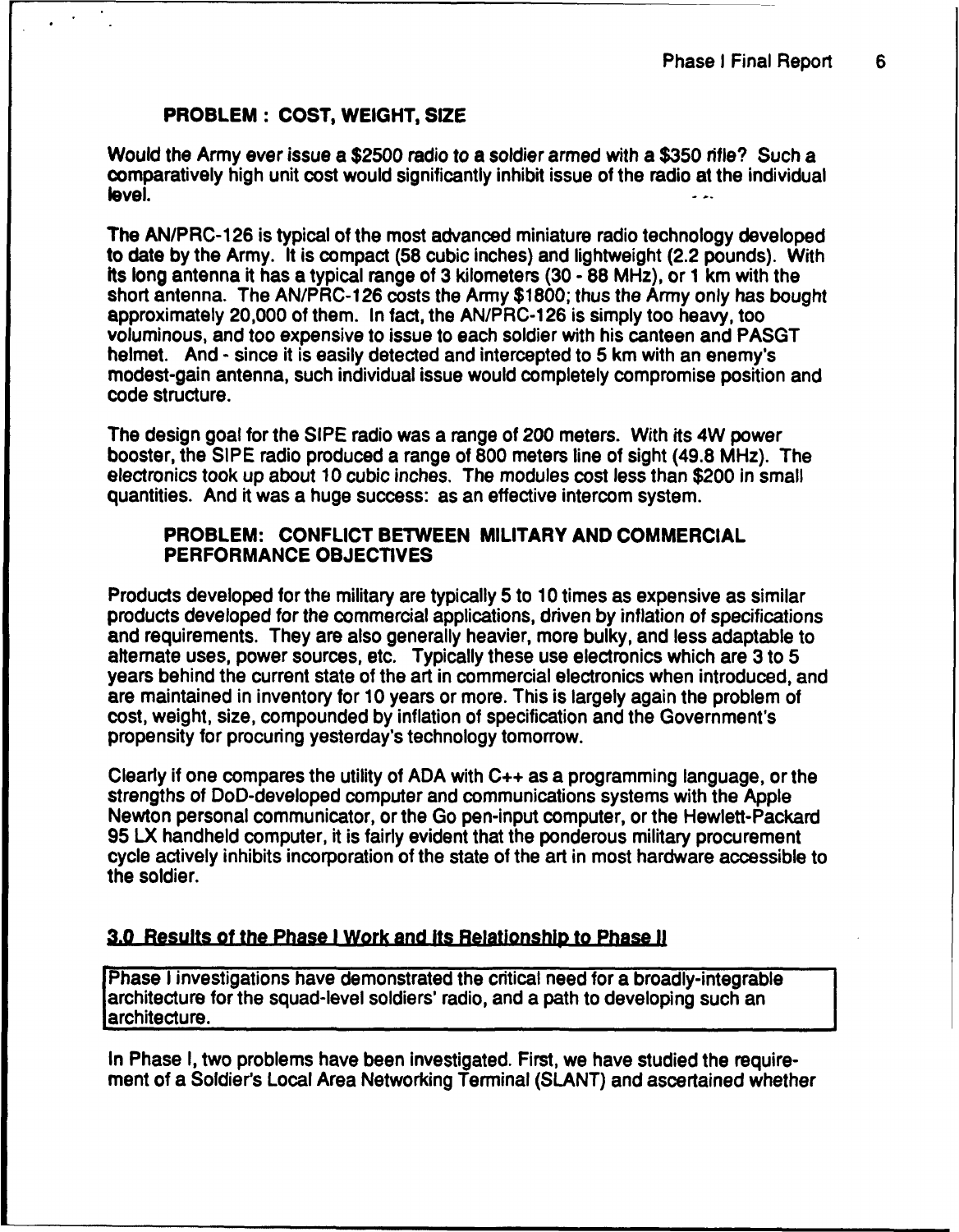**PROBLEM : COST, WEIGHT, SIZE**

Would the Army ever issue a $2500 radio to a soldier armed with a $350 rifle? Such a comparatively high unit cost would significantly inhibit issue of the radio at the individual level.

The AN/PRC-126 is typical of the most advanced miniature radio technology developed to date by the Army. It is compact (58 cubic inches) and lightweight (2.2 pounds). With its long antenna it has a typical range of 3 kilometers (30 - 88 MHz), or 1 km with the short antenna. The AN/PRC-126 costs the Army $1800; thus the Army only has bought approximately 20,000 of them. In fact, the AN/PRC-126 is simply too heavy, too voluminous, and too expensive to issue to each soldier with his canteen and PASGT helmet. And - since it is easily detected and intercepted to 5 km with an enemy's modest-gain antenna, such individual issue would completely compromise position and code structure.

The design goal for the SIPE radio was a range of 200 meters. With its 4W power booster, the SIPE radio produced a range of 800 meters line of sight (49.8 MHz). The electronics took up about 10 cubic inches. The modules cost less than $200 in small quantities. And it was a huge success: as an effective intercom system.

**PROBLEM: CONFLICT BETWEEN MILITARY AND COMMERCIAL PERFORMANCE OBJECTIVES**

Products developed for the military are typically 5 to 10 times as expensive as similar products developed for the commercial applications, driven by inflation of specifications and requirements. They are also generally heavier, more bulky, and less adaptable to alternate uses, power sources, etc. Typically these use electronics which are 3 to 5 years behind the current state of the art in commercial electronics when introduced, and are maintained in inventory for 10 years or more. This is largely again the problem of cost, weight, size, compounded by inflation of specification and the Government's propensity for procuring yesterday's technology tomorrow.

Clearly if one compares the utility of ADA with C++ as a programming language, or the strengths of DoD-developed computer and communications systems with the Apple Newton personal communicator, or the Go pen-input computer, or the Hewlett-Packard 95 LX handheld computer, it is fairly evident that the ponderous military procurement cycle actively inhibits incorporation of the state of the art in most hardware accessible to the soldier.

## 3.0 Results of the Phase I Work and Its Relationship to Phase II

Phase I investigations have demonstrated the critical need for a broadly-integrable architecture for the squad-level soldiers' radio, and a path to developing such an architecture.

In Phase I, two problems have been investigated. First, we have studied the requirement of a Soldier's Local Area Networking Terminal (SLANT) and ascertained whether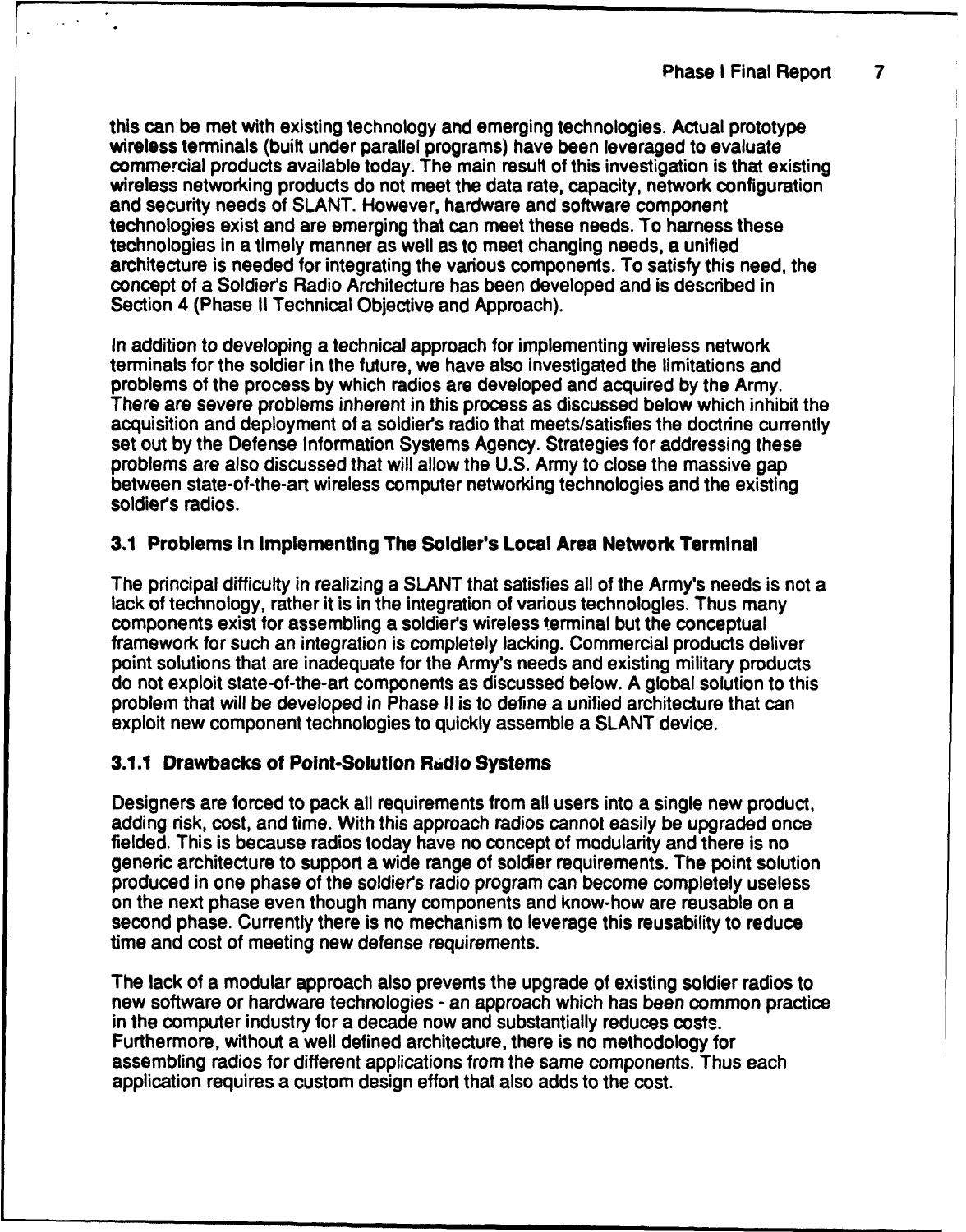this can be met with existing technology and emerging technologies. Actual prototype wireless terminals (built under parallel programs) have been leveraged to evaluate commercial products available today. The main result of this investigation is that existing wireless networking products do not meet the data rate, capacity, network configuration and security needs of SLANT. However, hardware and software component technologies exist and are emerging that can meet these needs. To harness these technologies in a timely manner as well as to meet changing needs, a unified architecture is needed for integrating the various components. To satisfy this need, the concept of a Soldier's Radio Architecture has been developed and is described in Section 4 (Phase II Technical Objective and Approach).

In addition to developing a technical approach for implementing wireless network terminals for the soldier in the future, we have also investigated the limitations and problems of the process by which radios are developed and acquired by the Army. There are severe problems inherent in this process as discussed below which inhibit the acquisition and deployment of a soldier's radio that meets/satisfies the doctrine currently set out by the Defense Information Systems Agency. Strategies for addressing these problems are also discussed that will allow the U.S. Army to close the massive gap between state-of-the-art wireless computer networking technologies and the existing soldier's radios.

## 3.1 Problems In Implementing The Soldier's Local Area Network Terminal

The principal difficulty in realizing a SLANT that satisfies all of the Army's needs is not a lack of technology, rather it is in the integration of various technologies. Thus many components exist for assembling a soldier's wireless terminal but the conceptual framework for such an integration is completely lacking. Commercial products deliver point solutions that are inadequate for the Army's needs and existing military products do not exploit state-of-the-art components as discussed below. A global solution to this problem that will be developed in Phase II is to define a unified architecture that can exploit new component technologies to quickly assemble a SLANT device.

### 3.1.1 Drawbacks of Point-Solution Radio Systems

Designers are forced to pack all requirements from all users into a single new product, adding risk, cost, and time. With this approach radios cannot easily be upgraded once fielded. This is because radios today have no concept of modularity and there is no generic architecture to support a wide range of soldier requirements. The point solution produced in one phase of the soldier's radio program can become completely useless on the next phase even though many components and know-how are reusable on a second phase. Currently there is no mechanism to leverage this reusability to reduce time and cost of meeting new defense requirements.

The lack of a modular approach also prevents the upgrade of existing soldier radios to new software or hardware technologies - an approach which has been common practice in the computer industry for a decade now and substantially reduces costs. Furthermore, without a well defined architecture, there is no methodology for assembling radios for different applications from the same components. Thus each application requires a custom design effort that also adds to the cost.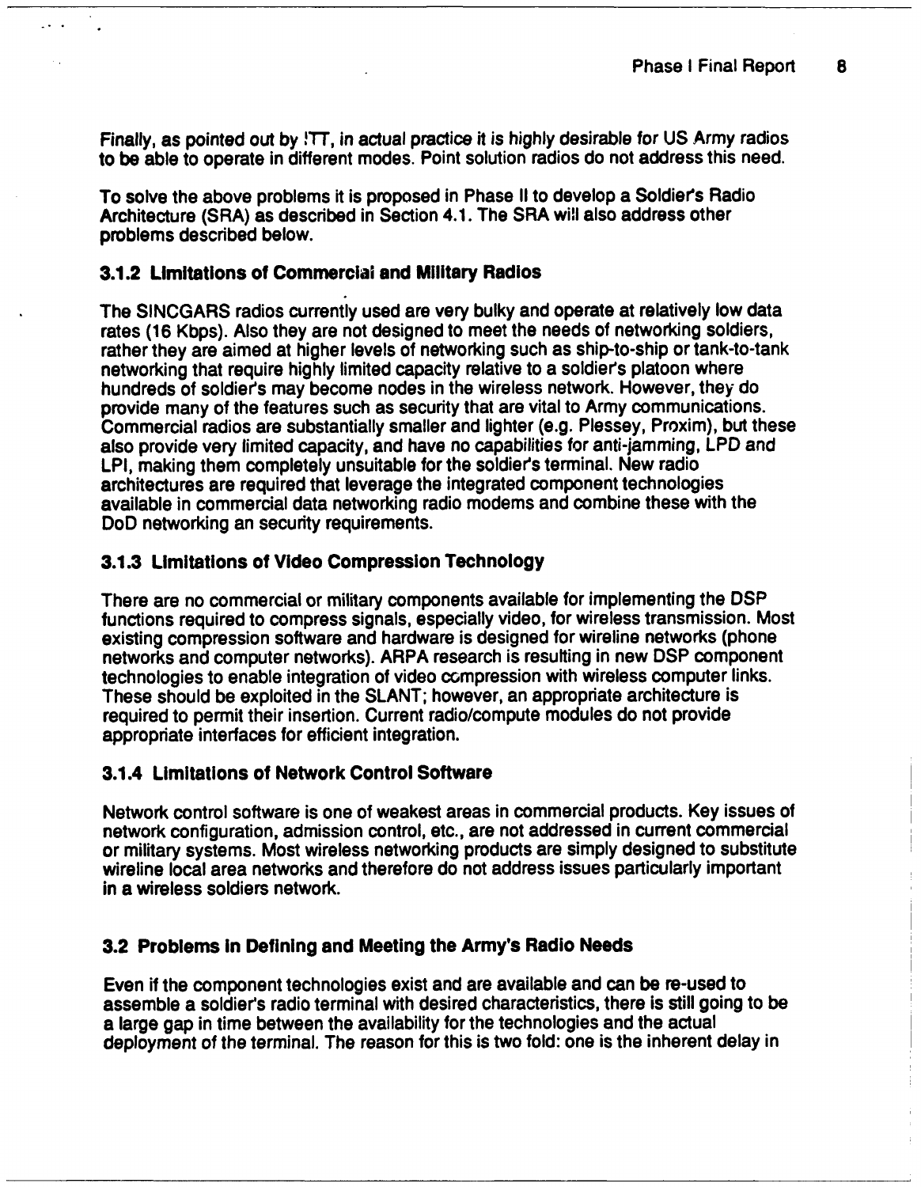Finally, as pointed out by ITT, in actual practice it is highly desirable for US Army radios to be able to operate in different modes. Point solution radios do not address this need.

To solve the above problems it is proposed in Phase II to develop a Soldier's Radio Architecture (SRA) as described in Section 4.1. The SRA will also address other problems described below.

### 3.1.2 Limitations of Commercial and Military Radios

The SINCGARS radios currently used are very bulky and operate at relatively low data rates (16 Kbps). Also they are not designed to meet the needs of networking soldiers, rather they are aimed at higher levels of networking such as ship-to-ship or tank-to-tank networking that require highly limited capacity relative to a soldier's platoon where hundreds of soldier's may become nodes in the wireless network. However, they do provide many of the features such as security that are vital to Army communications. Commercial radios are substantially smaller and lighter (e.g. Plessey, Proxim), but these also provide very limited capacity, and have no capabilities for anti-jamming, LPD and LPI, making them completely unsuitable for the soldier's terminal. New radio architectures are required that leverage the integrated component technologies available in commercial data networking radio modems and combine these with the DoD networking an security requirements.

### 3.1.3 Limitations of Video Compression Technology

There are no commercial or military components available for implementing the DSP functions required to compress signals, especially video, for wireless transmission. Most existing compression software and hardware is designed for wireline networks (phone networks and computer networks). ARPA research is resulting in new DSP component technologies to enable integration of video compression with wireless computer links. These should be exploited in the SLANT; however, an appropriate architecture is required to permit their insertion. Current radio/compute modules do not provide appropriate interfaces for efficient integration.

### 3.1.4 Limitations of Network Control Software

Network control software is one of weakest areas in commercial products. Key issues of network configuration, admission control, etc., are not addressed in current commercial or military systems. Most wireless networking products are simply designed to substitute wireline local area networks and therefore do not address issues particularly important in a wireless soldiers network.

## 3.2 Problems in Defining and Meeting the Army's Radio Needs

Even if the component technologies exist and are available and can be re-used to assemble a soldier's radio terminal with desired characteristics, there is still going to be a large gap in time between the availability for the technologies and the actual deployment of the terminal. The reason for this is two fold: one is the inherent delay in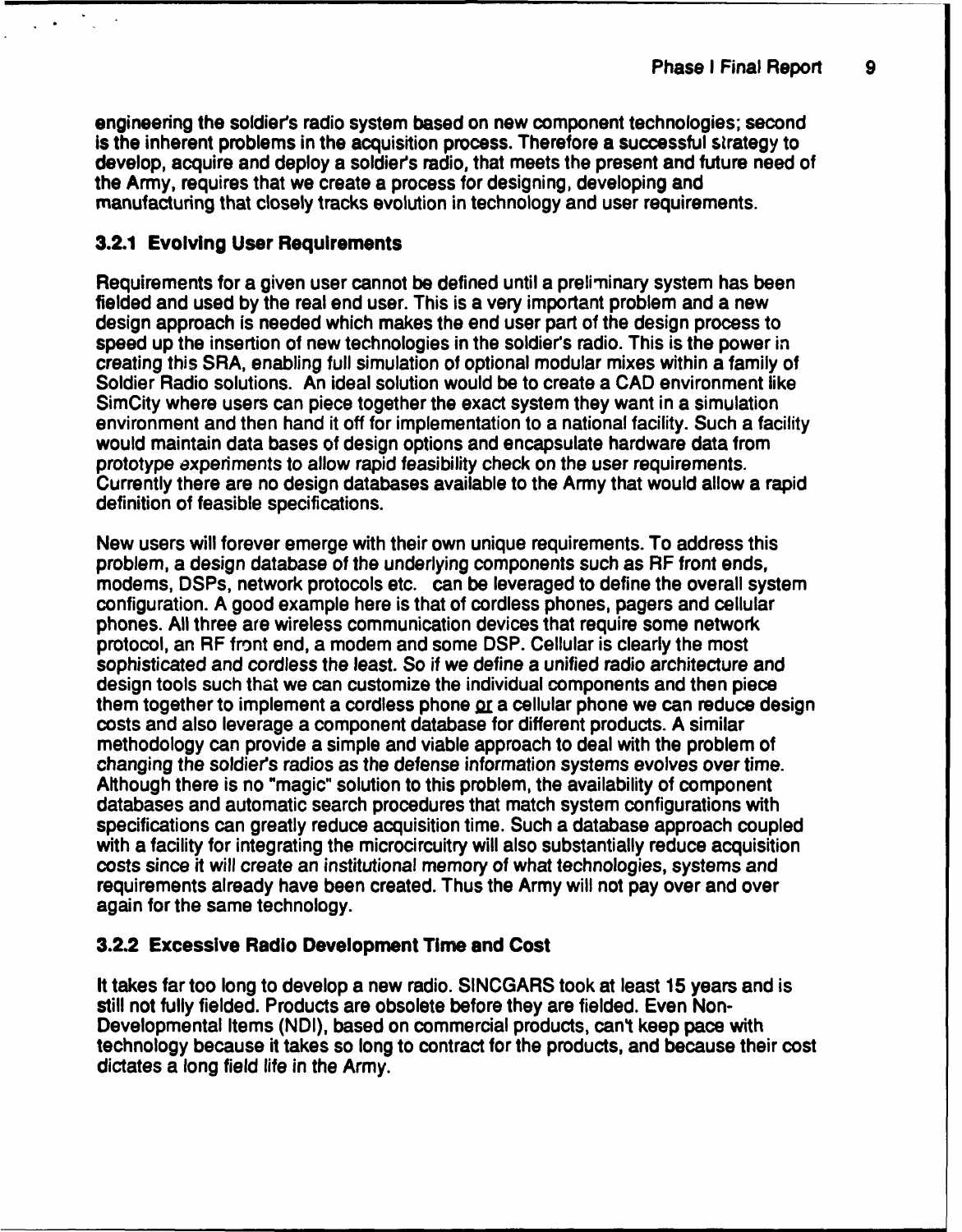engineering the soldier's radio system based on new component technologies; second is the inherent problems in the acquisition process. Therefore a successful strategy to develop, acquire and deploy a soldier's radio, that meets the present and future need of the Army, requires that we create a process for designing, developing and manufacturing that closely tracks evolution in technology and user requirements.

### 3.2.1 Evolving User Requirements

Requirements for a given user cannot be defined until a preliminary system has been fielded and used by the real end user. This is a very important problem and a new design approach is needed which makes the end user part of the design process to speed up the insertion of new technologies in the soldier's radio. This is the power in creating this SRA, enabling full simulation of optional modular mixes within a family of Soldier Radio solutions. An ideal solution would be to create a CAD environment like SimCity where users can piece together the exact system they want in a simulation environment and then hand it off for implementation to a national facility. Such a facility would maintain data bases of design options and encapsulate hardware data from prototype experiments to allow rapid feasibility check on the user requirements. Currently there are no design databases available to the Army that would allow a rapid definition of feasible specifications.

New users will forever emerge with their own unique requirements. To address this problem, a design database of the underlying components such as RF front ends, modems, DSPs, network protocols etc. can be leveraged to define the overall system configuration. A good example here is that of cordless phones, pagers and cellular phones. All three are wireless communication devices that require some network protocol, an RF front end, a modem and some DSP. Cellular is clearly the most sophisticated and cordless the least. So if we define a unified radio architecture and design tools such that we can customize the individual components and then piece them together to implement a cordless phone <u>or</u> a cellular phone we can reduce design costs and also leverage a component database for different products. A similar methodology can provide a simple and viable approach to deal with the problem of changing the soldier's radios as the defense information systems evolves over time. Although there is no "magic" solution to this problem, the availability of component databases and automatic search procedures that match system configurations with specifications can greatly reduce acquisition time. Such a database approach coupled with a facility for integrating the microcircuitry will also substantially reduce acquisition costs since it will create an institutional memory of what technologies, systems and requirements already have been created. Thus the Army will not pay over and over again for the same technology.

### 3.2.2 Excessive Radio Development Time and Cost

It takes far too long to develop a new radio. SINCGARS took at least 15 years and is still not fully fielded. Products are obsolete before they are fielded. Even Non-Developmental Items (NDI), based on commercial products, can't keep pace with technology because it takes so long to contract for the products, and because their cost dictates a long field life in the Army.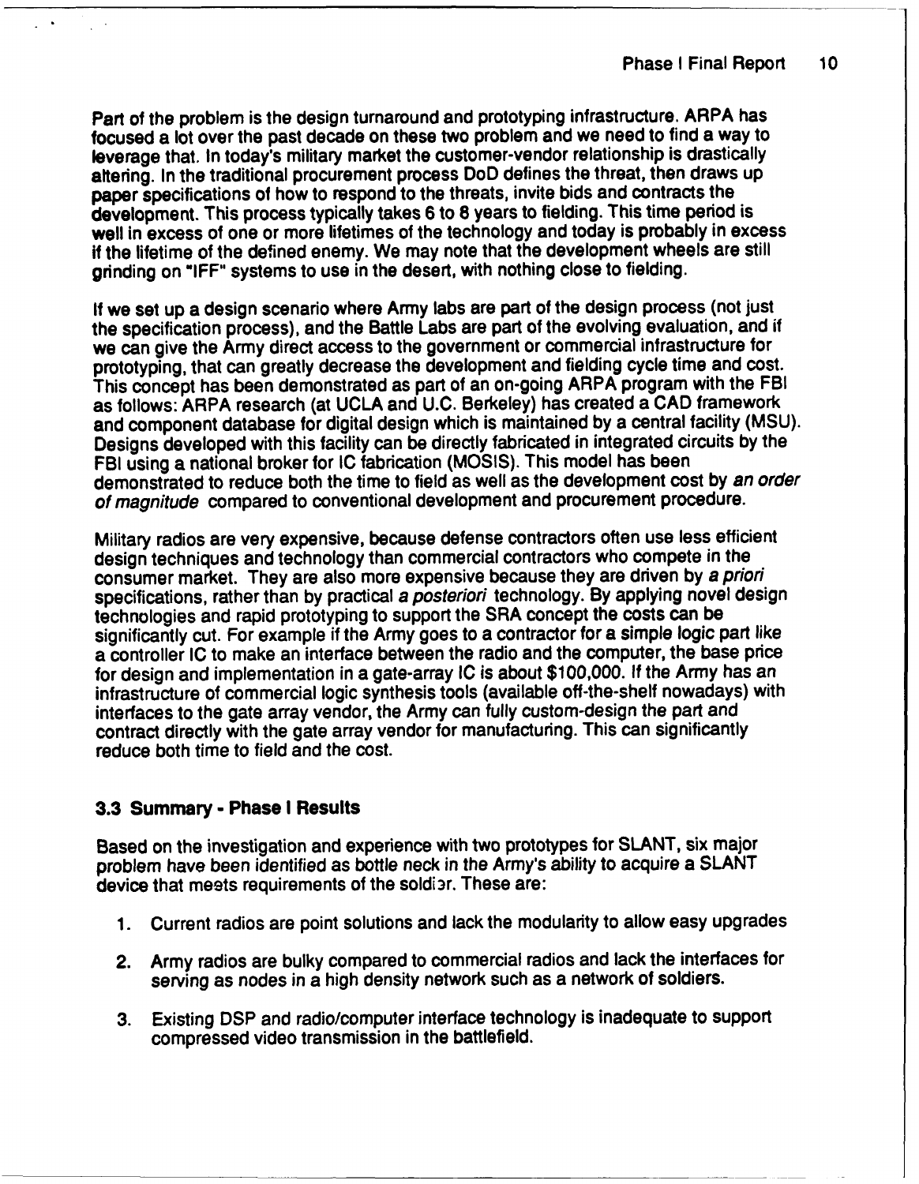Part of the problem is the design turnaround and prototyping infrastructure. ARPA has focused a lot over the past decade on these two problem and we need to find a way to leverage that. In today's military market the customer-vendor relationship is drastically altering. In the traditional procurement process DoD defines the threat, then draws up paper specifications of how to respond to the threats, invite bids and contracts the development. This process typically takes 6 to 8 years to fielding. This time period is well in excess of one or more lifetimes of the technology and today is probably in excess if the lifetime of the defined enemy. We may note that the development wheels are still grinding on "IFF" systems to use in the desert, with nothing close to fielding.

If we set up a design scenario where Army labs are part of the design process (not just the specification process), and the Battle Labs are part of the evolving evaluation, and if we can give the Army direct access to the government or commercial infrastructure for prototyping, that can greatly decrease the development and fielding cycle time and cost. This concept has been demonstrated as part of an on-going ARPA program with the FBI as follows: ARPA research (at UCLA and U.C. Berkeley) has created a CAD framework and component database for digital design which is maintained by a central facility (MSU). Designs developed with this facility can be directly fabricated in integrated circuits by the FBI using a national broker for IC fabrication (MOSIS). This model has been demonstrated to reduce both the time to field as well as the development cost by *an order of magnitude* compared to conventional development and procurement procedure.

Military radios are very expensive, because defense contractors often use less efficient design techniques and technology than commercial contractors who compete in the consumer market. They are also more expensive because they are driven by *a priori* specifications, rather than by practical *a posteriori* technology. By applying novel design technologies and rapid prototyping to support the SRA concept the costs can be significantly cut. For example if the Army goes to a contractor for a simple logic part like a controller IC to make an interface between the radio and the computer, the base price for design and implementation in a gate-array IC is about $100,000. If the Army has an infrastructure of commercial logic synthesis tools (available off-the-shelf nowadays) with interfaces to the gate array vendor, the Army can fully custom-design the part and contract directly with the gate array vendor for manufacturing. This can significantly reduce both time to field and the cost.

### 3.3 Summary - Phase I Results

Based on the investigation and experience with two prototypes for SLANT, six major problem have been identified as bottle neck in the Army's ability to acquire a SLANT device that meets requirements of the soldier. These are:

1. Current radios are point solutions and lack the modularity to allow easy upgrades

2. Army radios are bulky compared to commercial radios and lack the interfaces for serving as nodes in a high density network such as a network of soldiers.

3. Existing DSP and radio/computer interface technology is inadequate to support compressed video transmission in the battlefield.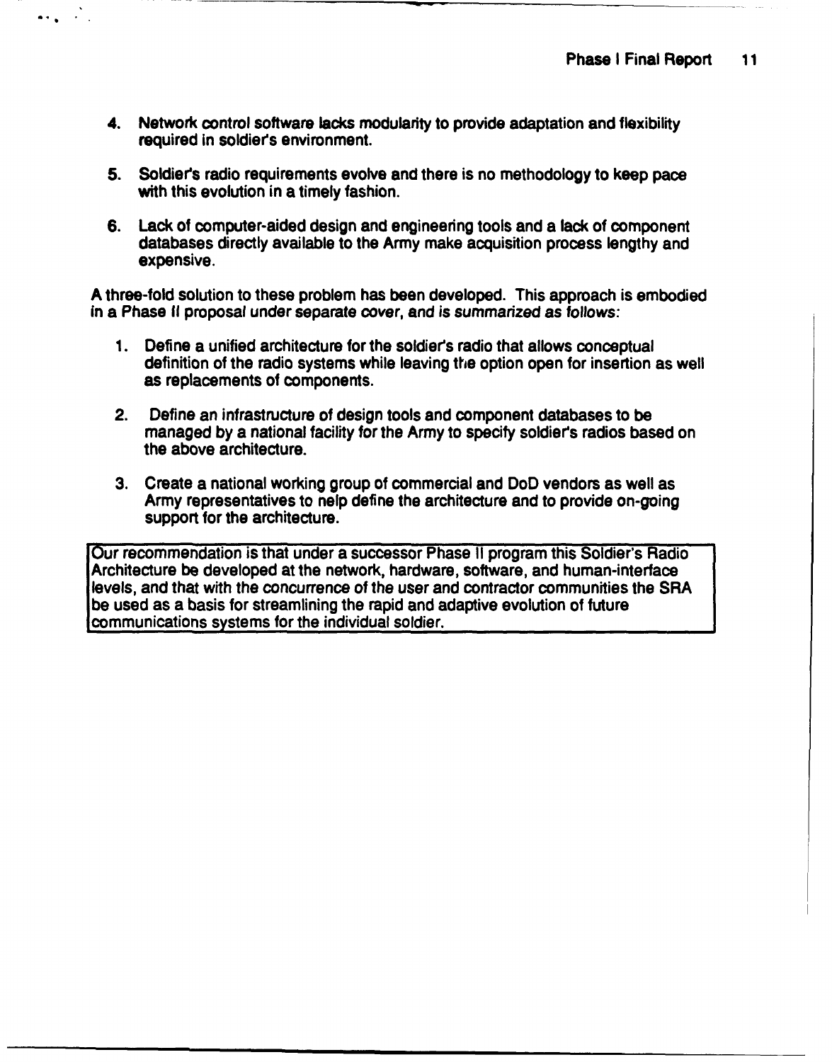4. Network control software lacks modularity to provide adaptation and flexibility required in soldier's environment.

5. Soldier's radio requirements evolve and there is no methodology to keep pace with this evolution in a timely fashion.

6. Lack of computer-aided design and engineering tools and a lack of component databases directly available to the Army make acquisition process lengthy and expensive.

A three-fold solution to these problem has been developed. This approach is embodied in a Phase II proposal under separate cover, and is summarized as follows:

1. Define a unified architecture for the soldier's radio that allows conceptual definition of the radio systems while leaving the option open for insertion as well as replacements of components.

2. Define an infrastructure of design tools and component databases to be managed by a national facility for the Army to specify soldier's radios based on the above architecture.

3. Create a national working group of commercial and DoD vendors as well as Army representatives to help define the architecture and to provide on-going support for the architecture.

Our recommendation is that under a successor Phase II program this Soldier's Radio Architecture be developed at the network, hardware, software, and human-interface levels, and that with the concurrence of the user and contractor communities the SRA be used as a basis for streamlining the rapid and adaptive evolution of future communications systems for the individual soldier.